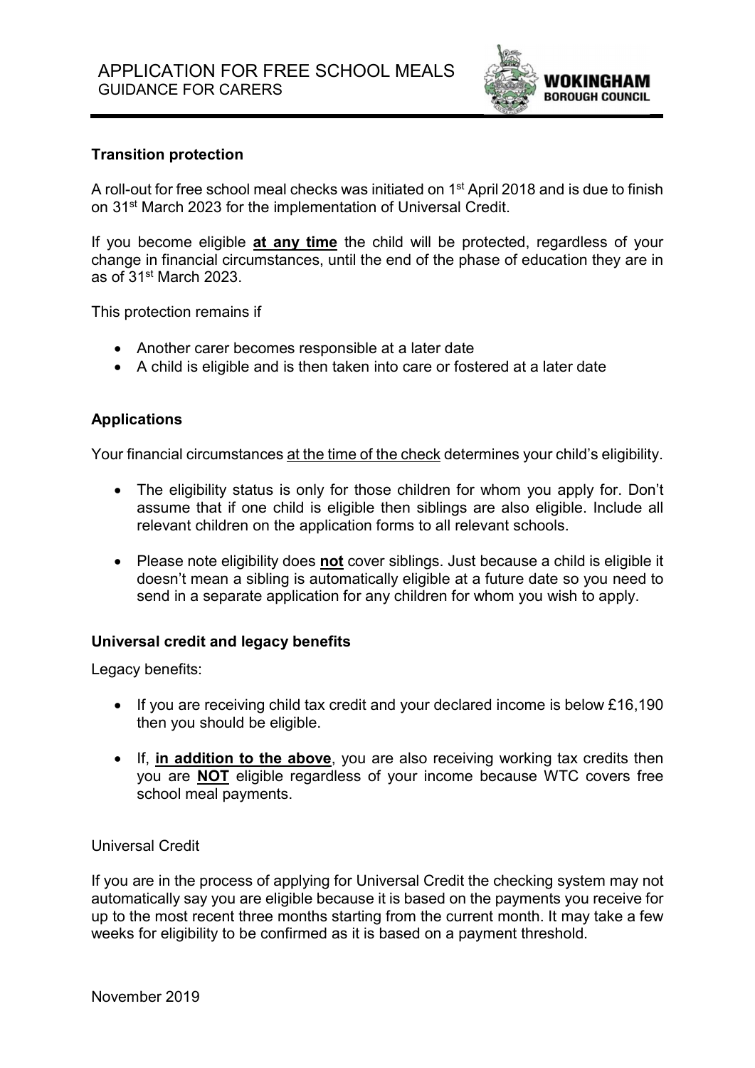# APPLICATION FOR FREE SCHOOL MEALS
## GUIDANCE FOR CARERS

WOKINGHAM BOROUGH COUNCIL

### Transition protection

A roll-out for free school meal checks was initiated on 1st April 2018 and is due to finish on 31st March 2023 for the implementation of Universal Credit.

If you become eligible **at any time** the child will be protected, regardless of your change in financial circumstances, until the end of the phase of education they are in as of 31st March 2023.

This protection remains if

- Another carer becomes responsible at a later date
- A child is eligible and is then taken into care or fostered at a later date

### Applications

Your financial circumstances at the time of the check determines your child's eligibility.

- The eligibility status is only for those children for whom you apply for. Don't assume that if one child is eligible then siblings are also eligible. Include all relevant children on the application forms to all relevant schools.

- Please note eligibility does **not** cover siblings. Just because a child is eligible it doesn't mean a sibling is automatically eligible at a future date so you need to send in a separate application for any children for whom you wish to apply.

### Universal credit and legacy benefits

Legacy benefits:

- If you are receiving child tax credit and your declared income is below £16,190 then you should be eligible.

- If, **in addition to the above**, you are also receiving working tax credits then you are **NOT** eligible regardless of your income because WTC covers free school meal payments.

Universal Credit

If you are in the process of applying for Universal Credit the checking system may not automatically say you are eligible because it is based on the payments you receive for up to the most recent three months starting from the current month. It may take a few weeks for eligibility to be confirmed as it is based on a payment threshold.

November 2019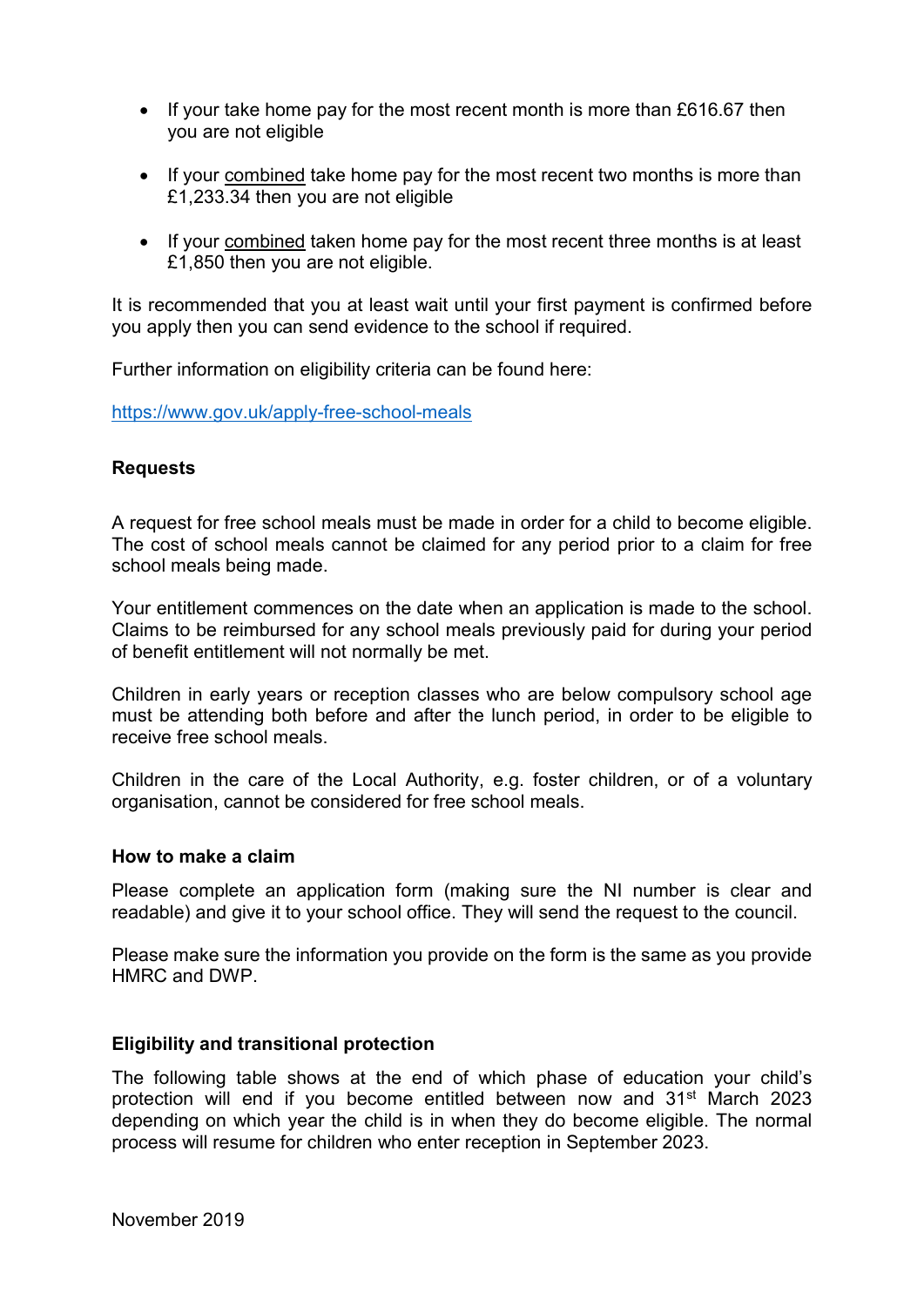- If your take home pay for the most recent month is more than £616.67 then you are not eligible
- If your <u>combined</u> take home pay for the most recent two months is more than £1,233.34 then you are not eligible
- If your <u>combined</u> taken home pay for the most recent three months is at least £1,850 then you are not eligible.

It is recommended that you at least wait until your first payment is confirmed before you apply then you can send evidence to the school if required.

Further information on eligibility criteria can be found here:

https://www.gov.uk/apply-free-school-meals

**Requests**

A request for free school meals must be made in order for a child to become eligible. The cost of school meals cannot be claimed for any period prior to a claim for free school meals being made.

Your entitlement commences on the date when an application is made to the school. Claims to be reimbursed for any school meals previously paid for during your period of benefit entitlement will not normally be met.

Children in early years or reception classes who are below compulsory school age must be attending both before and after the lunch period, in order to be eligible to receive free school meals.

Children in the care of the Local Authority, e.g. foster children, or of a voluntary organisation, cannot be considered for free school meals.

**How to make a claim**

Please complete an application form (making sure the NI number is clear and readable) and give it to your school office. They will send the request to the council.

Please make sure the information you provide on the form is the same as you provide HMRC and DWP.

**Eligibility and transitional protection**

The following table shows at the end of which phase of education your child's protection will end if you become entitled between now and 31st March 2023 depending on which year the child is in when they do become eligible. The normal process will resume for children who enter reception in September 2023.

November 2019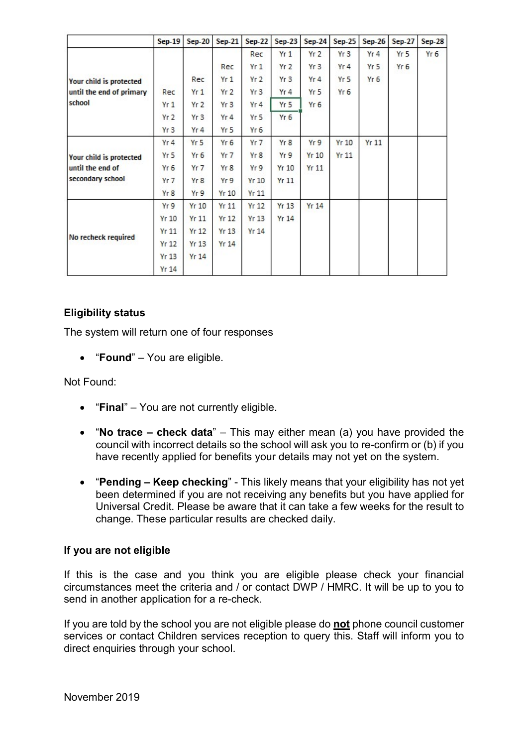| | Sep-19 | Sep-20 | Sep-21 | Sep-22 | Sep-23 | Sep-24 | Sep-25 | Sep-26 | Sep-27 | Sep-28 |
|---|---|---|---|---|---|---|---|---|---|---|
| Your child is protected until the end of primary school | | | | Rec | Yr 1 | Yr 2 | Yr 3 | Yr 4 | Yr 5 | Yr 6 |
| | | | Rec | Yr 1 | Yr 2 | Yr 3 | Yr 4 | Yr 5 | Yr 6 | |
| | | Rec | Yr 1 | Yr 2 | Yr 3 | Yr 4 | Yr 5 | Yr 6 | | |
| | Rec | Yr 1 | Yr 2 | Yr 3 | Yr 4 | Yr 5 | Yr 6 | | | |
| | Yr 1 | Yr 2 | Yr 3 | Yr 4 | Yr 5 | Yr 6 | | | | |
| | Yr 2 | Yr 3 | Yr 4 | Yr 5 | Yr 6 | | | | | |
| | Yr 3 | Yr 4 | Yr 5 | Yr 6 | | | | | | |
| Your child is protected until the end of secondary school | Yr 4 | Yr 5 | Yr 6 | Yr 7 | Yr 8 | Yr 9 | Yr 10 | Yr 11 | | |
| | Yr 5 | Yr 6 | Yr 7 | Yr 8 | Yr 9 | Yr 10 | Yr 11 | | | |
| | Yr 6 | Yr 7 | Yr 8 | Yr 9 | Yr 10 | Yr 11 | | | | |
| | Yr 7 | Yr 8 | Yr 9 | Yr 10 | Yr 11 | | | | | |
| | Yr 8 | Yr 9 | Yr 10 | Yr 11 | | | | | | |
| No recheck required | Yr 9 | Yr 10 | Yr 11 | Yr 12 | Yr 13 | Yr 14 | | | | |
| | Yr 10 | Yr 11 | Yr 12 | Yr 13 | Yr 14 | | | | | |
| | Yr 11 | Yr 12 | Yr 13 | Yr 14 | | | | | | |
| | Yr 12 | Yr 13 | Yr 14 | | | | | | | |
| | Yr 13 | Yr 14 | | | | | | | | |
| | Yr 14 | | | | | | | | | |

### Eligibility status

The system will return one of four responses

- "**Found**" – You are eligible.

Not Found:

- "**Final**" – You are not currently eligible.
- "**No trace – check data**" – This may either mean (a) you have provided the council with incorrect details so the school will ask you to re-confirm or (b) if you have recently applied for benefits your details may not yet on the system.
- "**Pending – Keep checking**" - This likely means that your eligibility has not yet been determined if you are not receiving any benefits but you have applied for Universal Credit. Please be aware that it can take a few weeks for the result to change. These particular results are checked daily.

### If you are not eligible

If this is the case and you think you are eligible please check your financial circumstances meet the criteria and / or contact DWP / HMRC. It will be up to you to send in another application for a re-check.

If you are told by the school you are not eligible please do **not** phone council customer services or contact Children services reception to query this. Staff will inform you to direct enquiries through your school.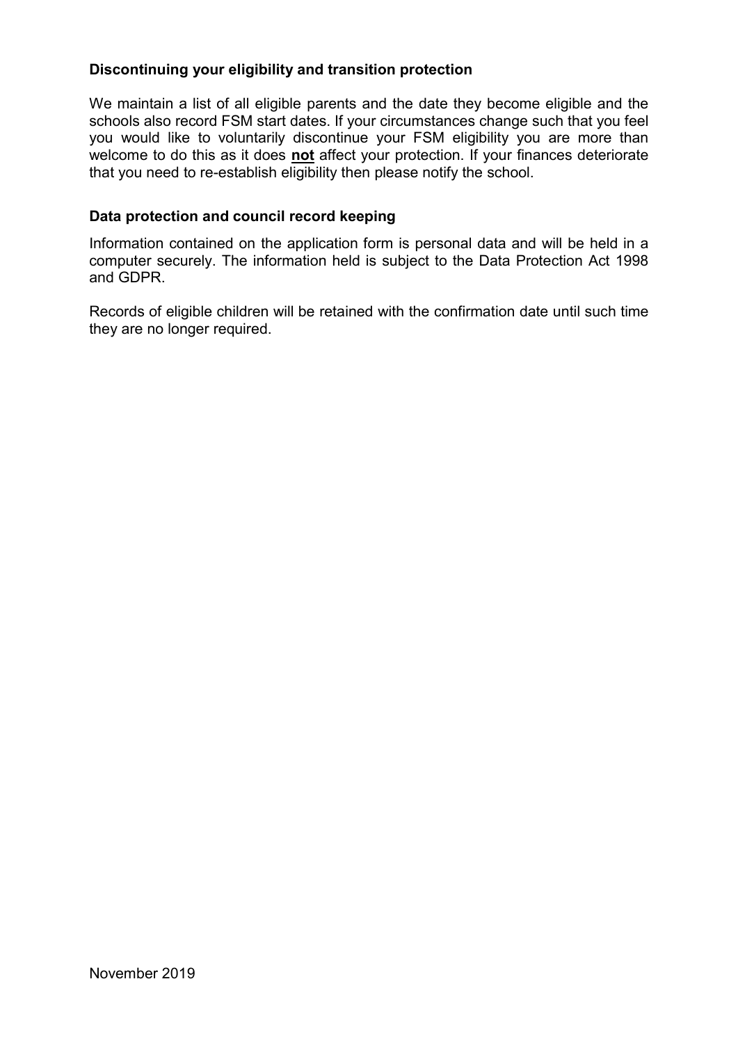**Discontinuing your eligibility and transition protection**

We maintain a list of all eligible parents and the date they become eligible and the schools also record FSM start dates. If your circumstances change such that you feel you would like to voluntarily discontinue your FSM eligibility you are more than welcome to do this as it does **not** affect your protection. If your finances deteriorate that you need to re-establish eligibility then please notify the school.

**Data protection and council record keeping**

Information contained on the application form is personal data and will be held in a computer securely. The information held is subject to the Data Protection Act 1998 and GDPR.

Records of eligible children will be retained with the confirmation date until such time they are no longer required.

November 2019